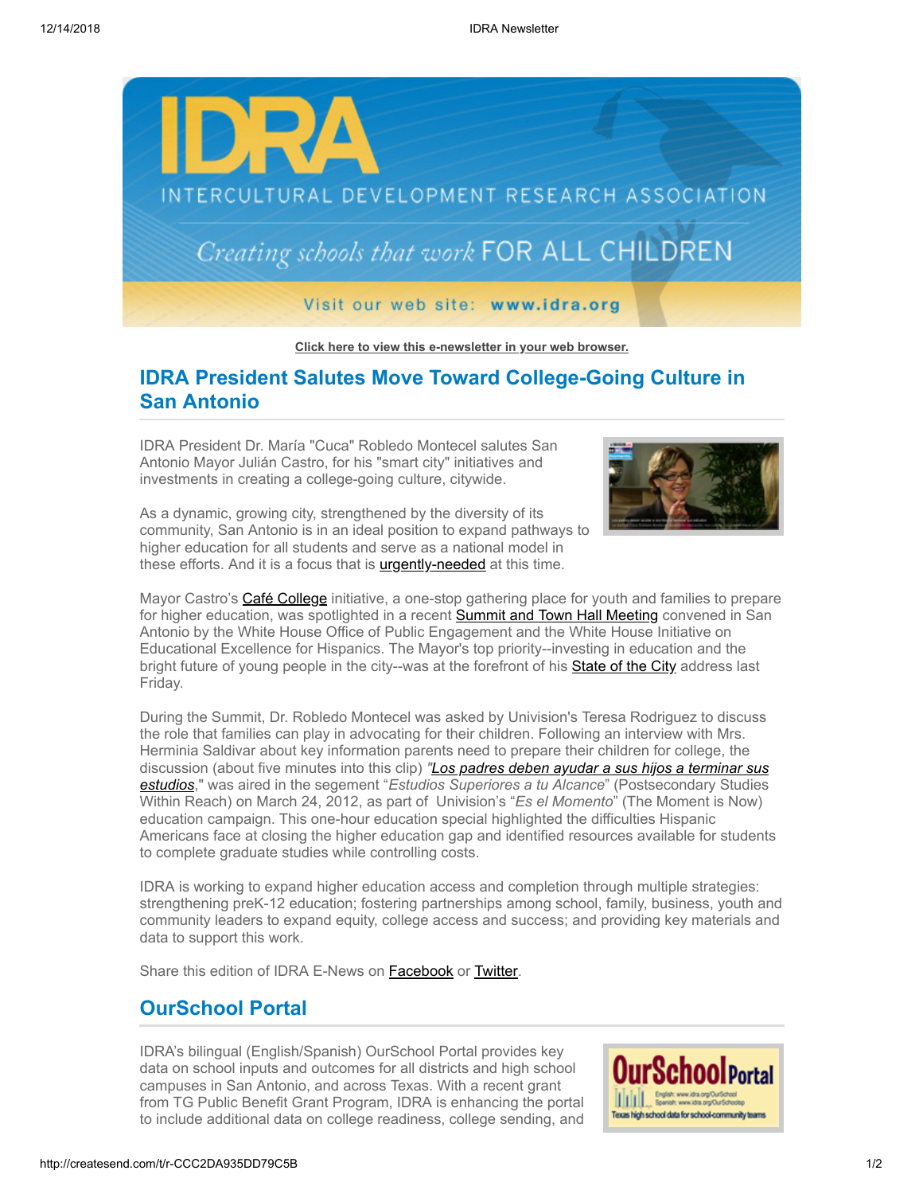Click here to view this e-newsletter in your web browser.

## IDRA President Salutes Move Toward College-Going Culture in San Antonio

IDRA President Dr. María "Cuca" Robledo Montecel salutes San Antonio Mayor Julián Castro, for his "smart city" initiatives and investments in creating a college-going culture, citywide.

As a dynamic, growing city, strengthened by the diversity of its community, San Antonio is in an ideal position to expand pathways to higher education for all students and serve as a national model in these efforts. And it is a focus that is urgently-needed at this time.

Mayor Castro's Café College initiative, a one-stop gathering place for youth and families to prepare for higher education, was spotlighted in a recent Summit and Town Hall Meeting convened in San Antonio by the White House Office of Public Engagement and the White House Initiative on Educational Excellence for Hispanics. The Mayor's top priority--investing in education and the bright future of young people in the city--was at the forefront of his State of the City address last Friday.

During the Summit, Dr. Robledo Montecel was asked by Univision's Teresa Rodriguez to discuss the role that families can play in advocating for their children. Following an interview with Mrs. Herminia Saldivar about key information parents need to prepare their children for college, the discussion (about five minutes into this clip) "*Los padres deben ayudar a sus hijos a terminar sus estudios*," was aired in the segement "*Estudios Superiores a tu Alcance*" (Postsecondary Studies Within Reach) on March 24, 2012, as part of Univision's "*Es el Momento*" (The Moment is Now) education campaign. This one-hour education special highlighted the difficulties Hispanic Americans face at closing the higher education gap and identified resources available for students to complete graduate studies while controlling costs.

IDRA is working to expand higher education access and completion through multiple strategies: strengthening preK-12 education; fostering partnerships among school, family, business, youth and community leaders to expand equity, college access and success; and providing key materials and data to support this work.

Share this edition of IDRA E-News on Facebook or Twitter.

## OurSchool Portal

IDRA's bilingual (English/Spanish) OurSchool Portal provides key data on school inputs and outcomes for all districts and high school campuses in San Antonio, and across Texas. With a recent grant from TG Public Benefit Grant Program, IDRA is enhancing the portal to include additional data on college readiness, college sending, and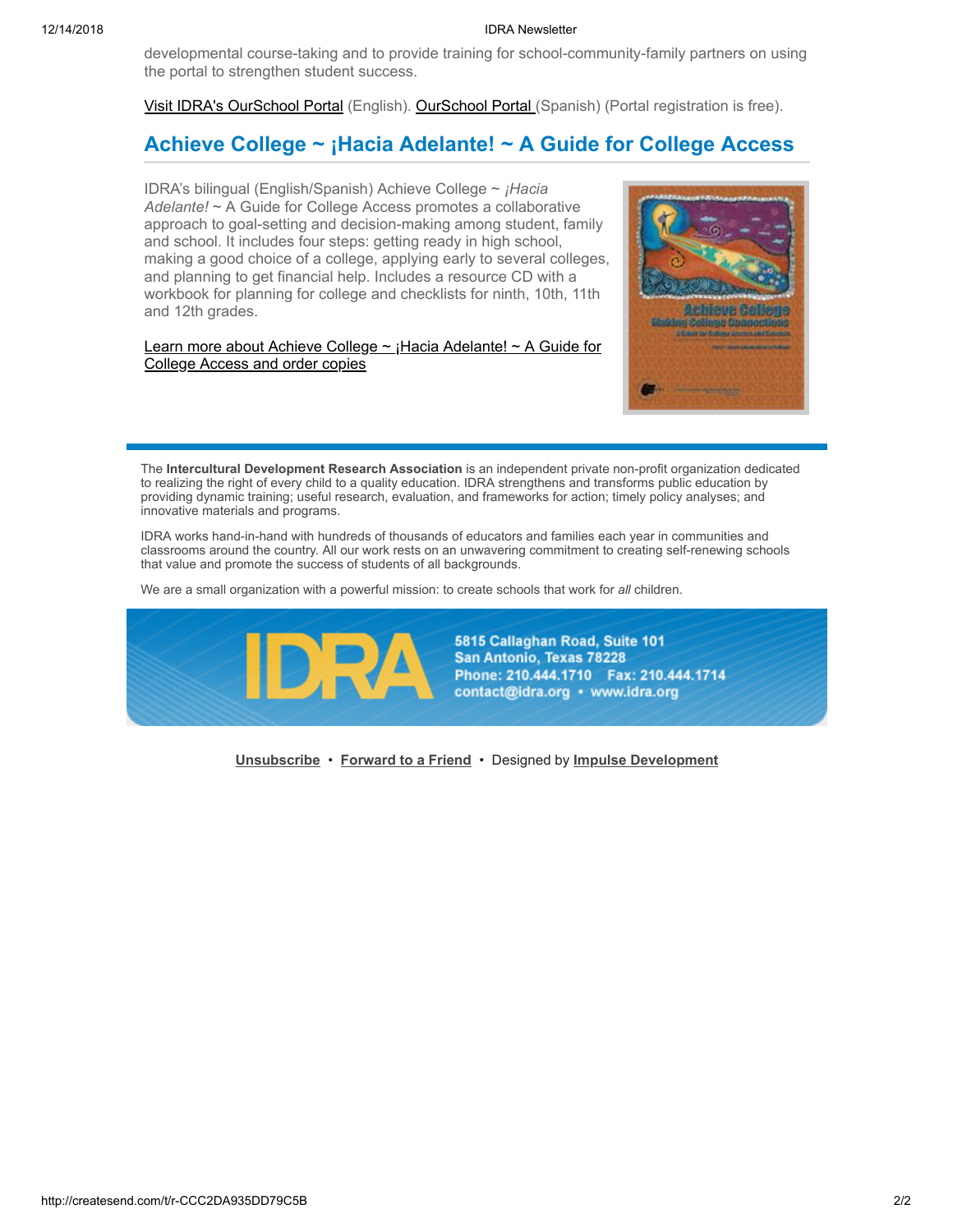developmental course-taking and to provide training for school-community-family partners on using the portal to strengthen student success.

Visit IDRA's OurSchool Portal (English). OurSchool Portal (Spanish) (Portal registration is free).

## Achieve College ~ ¡Hacia Adelante! ~ A Guide for College Access

IDRA's bilingual (English/Spanish) Achieve College ~ *¡Hacia Adelante!* ~ A Guide for College Access promotes a collaborative approach to goal-setting and decision-making among student, family and school. It includes four steps: getting ready in high school, making a good choice of a college, applying early to several colleges, and planning to get financial help. Includes a resource CD with a workbook for planning for college and checklists for ninth, 10th, 11th and 12th grades.

Learn more about Achieve College ~ ¡Hacia Adelante! ~ A Guide for College Access and order copies

---

The **Intercultural Development Research Association** is an independent private non-profit organization dedicated to realizing the right of every child to a quality education. IDRA strengthens and transforms public education by providing dynamic training; useful research, evaluation, and frameworks for action; timely policy analyses; and innovative materials and programs.

IDRA works hand-in-hand with hundreds of thousands of educators and families each year in communities and classrooms around the country. All our work rests on an unwavering commitment to creating self-renewing schools that value and promote the success of students of all backgrounds.

We are a small organization with a powerful mission: to create schools that work for *all* children.

IDRA

5815 Callaghan Road, Suite 101
San Antonio, Texas 78228
Phone: 210.444.1710 Fax: 210.444.1714
contact@idra.org • www.idra.org

Unsubscribe • Forward to a Friend • Designed by Impulse Development